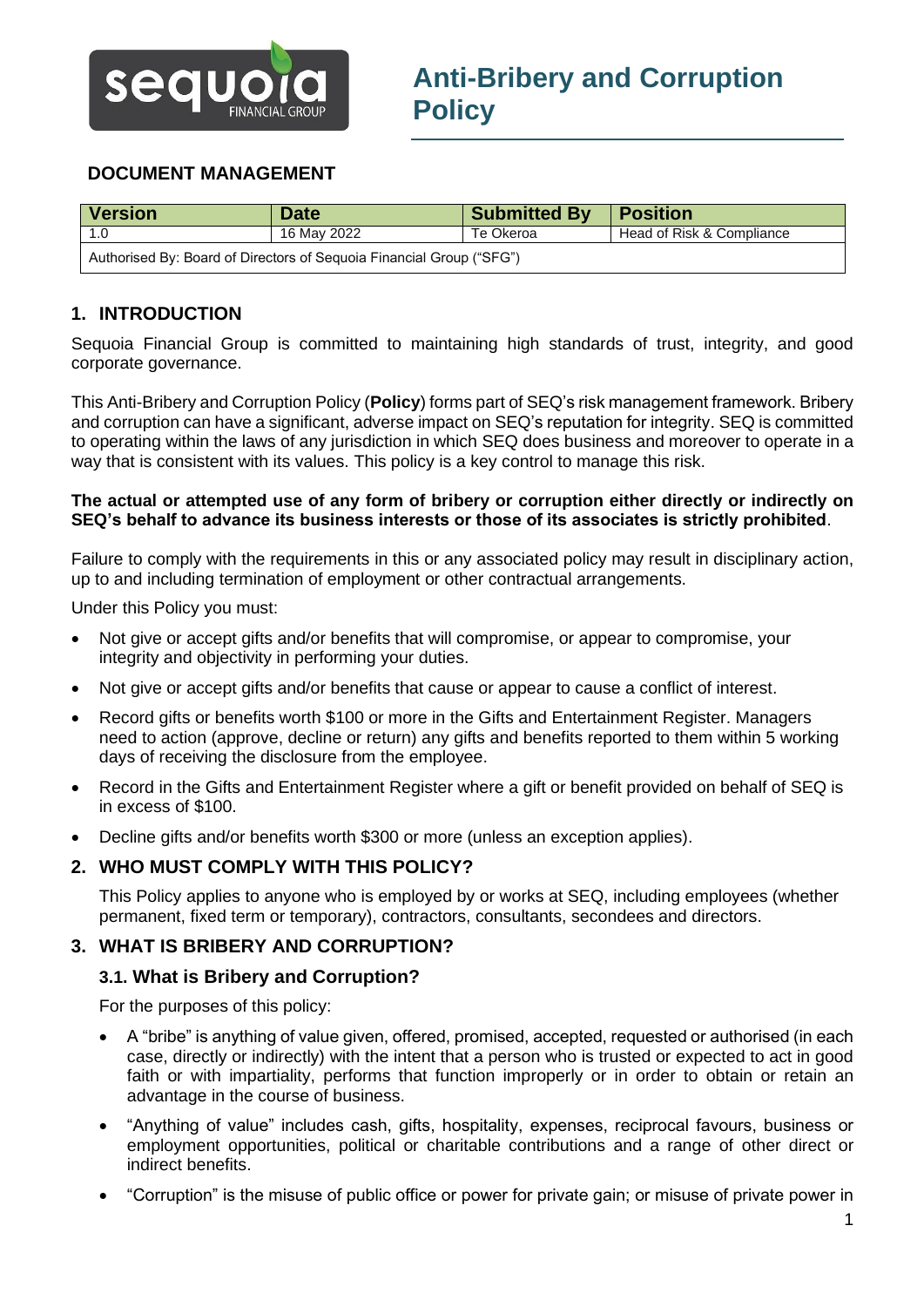# Anti-Bribery and Corruption Policy

## DOCUMENT MANAGEMENT

| Version | Date | Submitted By | Position |
|---|---|---|---|
| 1.0 | 16 May 2022 | Te Okeroa | Head of Risk & Compliance |
| Authorised By: Board of Directors of Sequoia Financial Group ("SFG") | | | |

## 1. INTRODUCTION

Sequoia Financial Group is committed to maintaining high standards of trust, integrity, and good corporate governance.

This Anti-Bribery and Corruption Policy (**Policy**) forms part of SEQ's risk management framework. Bribery and corruption can have a significant, adverse impact on SEQ's reputation for integrity. SEQ is committed to operating within the laws of any jurisdiction in which SEQ does business and moreover to operate in a way that is consistent with its values. This policy is a key control to manage this risk.

**The actual or attempted use of any form of bribery or corruption either directly or indirectly on SEQ's behalf to advance its business interests or those of its associates is strictly prohibited**.

Failure to comply with the requirements in this or any associated policy may result in disciplinary action, up to and including termination of employment or other contractual arrangements.

Under this Policy you must:

- Not give or accept gifts and/or benefits that will compromise, or appear to compromise, your integrity and objectivity in performing your duties.
- Not give or accept gifts and/or benefits that cause or appear to cause a conflict of interest.
- Record gifts or benefits worth $100 or more in the Gifts and Entertainment Register. Managers need to action (approve, decline or return) any gifts and benefits reported to them within 5 working days of receiving the disclosure from the employee.
- Record in the Gifts and Entertainment Register where a gift or benefit provided on behalf of SEQ is in excess of $100.
- Decline gifts and/or benefits worth $300 or more (unless an exception applies).

## 2. WHO MUST COMPLY WITH THIS POLICY?

This Policy applies to anyone who is employed by or works at SEQ, including employees (whether permanent, fixed term or temporary), contractors, consultants, secondees and directors.

## 3. WHAT IS BRIBERY AND CORRUPTION?

### 3.1. What is Bribery and Corruption?

For the purposes of this policy:

- A "bribe" is anything of value given, offered, promised, accepted, requested or authorised (in each case, directly or indirectly) with the intent that a person who is trusted or expected to act in good faith or with impartiality, performs that function improperly or in order to obtain or retain an advantage in the course of business.
- "Anything of value" includes cash, gifts, hospitality, expenses, reciprocal favours, business or employment opportunities, political or charitable contributions and a range of other direct or indirect benefits.
- "Corruption" is the misuse of public office or power for private gain; or misuse of private power in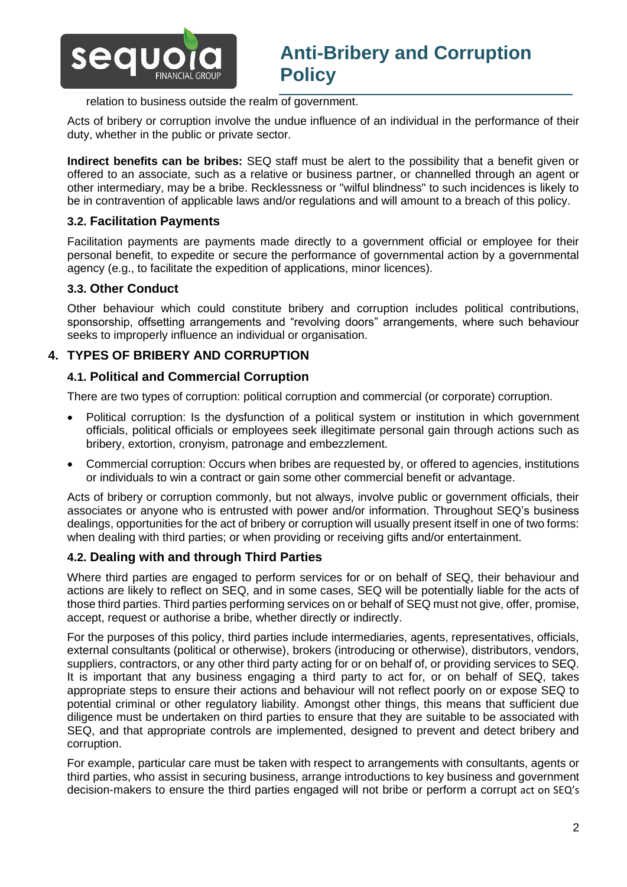relation to business outside the realm of government.

Acts of bribery or corruption involve the undue influence of an individual in the performance of their duty, whether in the public or private sector.

**Indirect benefits can be bribes:** SEQ staff must be alert to the possibility that a benefit given or offered to an associate, such as a relative or business partner, or channelled through an agent or other intermediary, may be a bribe. Recklessness or "wilful blindness" to such incidences is likely to be in contravention of applicable laws and/or regulations and will amount to a breach of this policy.

### 3.2. Facilitation Payments

Facilitation payments are payments made directly to a government official or employee for their personal benefit, to expedite or secure the performance of governmental action by a governmental agency (e.g., to facilitate the expedition of applications, minor licences).

### 3.3. Other Conduct

Other behaviour which could constitute bribery and corruption includes political contributions, sponsorship, offsetting arrangements and "revolving doors" arrangements, where such behaviour seeks to improperly influence an individual or organisation.

## 4. TYPES OF BRIBERY AND CORRUPTION

### 4.1. Political and Commercial Corruption

There are two types of corruption: political corruption and commercial (or corporate) corruption.

- Political corruption: Is the dysfunction of a political system or institution in which government officials, political officials or employees seek illegitimate personal gain through actions such as bribery, extortion, cronyism, patronage and embezzlement.
- Commercial corruption: Occurs when bribes are requested by, or offered to agencies, institutions or individuals to win a contract or gain some other commercial benefit or advantage.

Acts of bribery or corruption commonly, but not always, involve public or government officials, their associates or anyone who is entrusted with power and/or information. Throughout SEQ's business dealings, opportunities for the act of bribery or corruption will usually present itself in one of two forms: when dealing with third parties; or when providing or receiving gifts and/or entertainment.

### 4.2. Dealing with and through Third Parties

Where third parties are engaged to perform services for or on behalf of SEQ, their behaviour and actions are likely to reflect on SEQ, and in some cases, SEQ will be potentially liable for the acts of those third parties. Third parties performing services on or behalf of SEQ must not give, offer, promise, accept, request or authorise a bribe, whether directly or indirectly.

For the purposes of this policy, third parties include intermediaries, agents, representatives, officials, external consultants (political or otherwise), brokers (introducing or otherwise), distributors, vendors, suppliers, contractors, or any other third party acting for or on behalf of, or providing services to SEQ. It is important that any business engaging a third party to act for, or on behalf of SEQ, takes appropriate steps to ensure their actions and behaviour will not reflect poorly on or expose SEQ to potential criminal or other regulatory liability. Amongst other things, this means that sufficient due diligence must be undertaken on third parties to ensure that they are suitable to be associated with SEQ, and that appropriate controls are implemented, designed to prevent and detect bribery and corruption.

For example, particular care must be taken with respect to arrangements with consultants, agents or third parties, who assist in securing business, arrange introductions to key business and government decision-makers to ensure the third parties engaged will not bribe or perform a corrupt act on SEQ's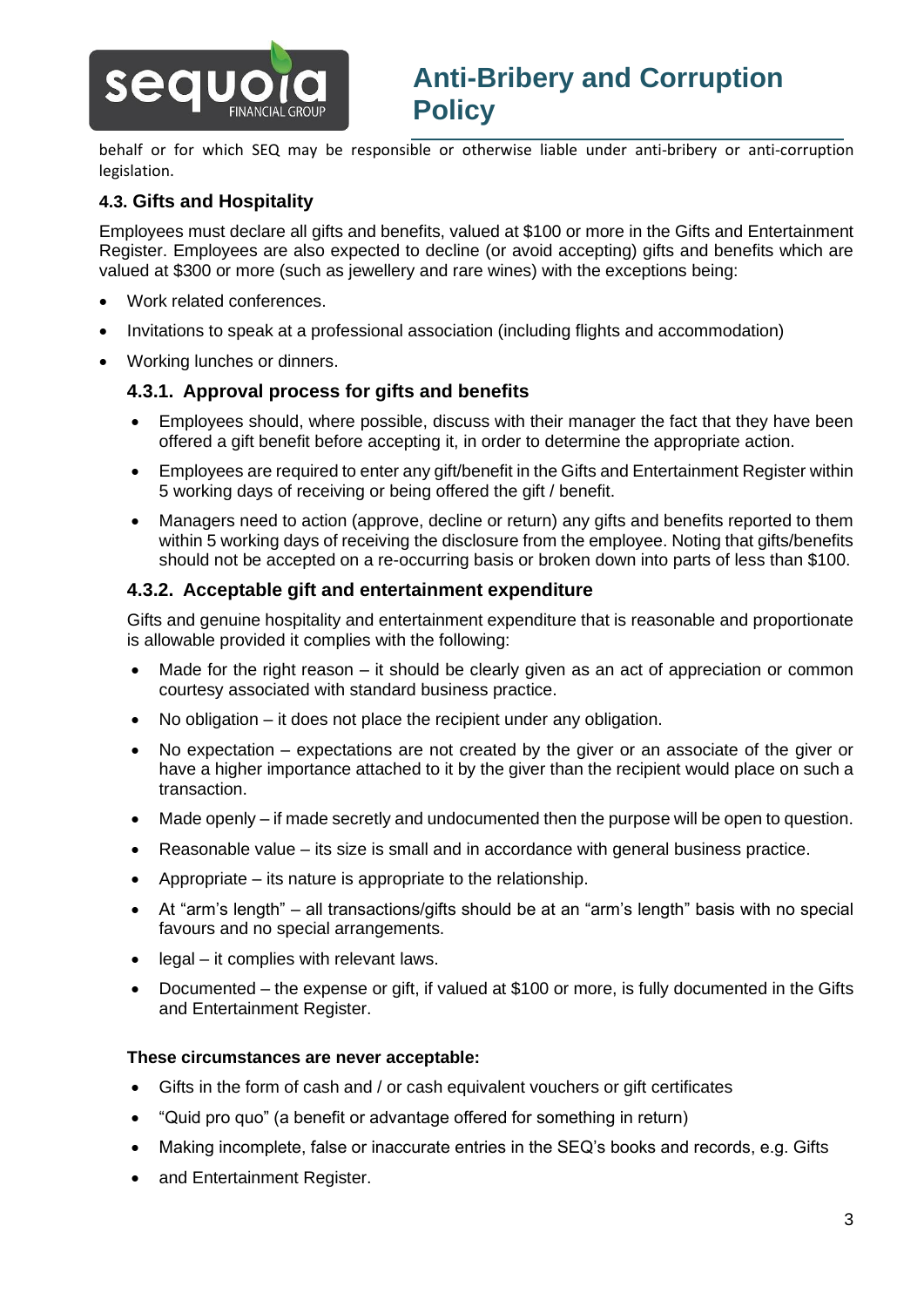behalf or for which SEQ may be responsible or otherwise liable under anti-bribery or anti-corruption legislation.

### 4.3. Gifts and Hospitality

Employees must declare all gifts and benefits, valued at $100 or more in the Gifts and Entertainment Register. Employees are also expected to decline (or avoid accepting) gifts and benefits which are valued at $300 or more (such as jewellery and rare wines) with the exceptions being:

- Work related conferences.
- Invitations to speak at a professional association (including flights and accommodation)
- Working lunches or dinners.

#### 4.3.1. Approval process for gifts and benefits

- Employees should, where possible, discuss with their manager the fact that they have been offered a gift benefit before accepting it, in order to determine the appropriate action.
- Employees are required to enter any gift/benefit in the Gifts and Entertainment Register within 5 working days of receiving or being offered the gift / benefit.
- Managers need to action (approve, decline or return) any gifts and benefits reported to them within 5 working days of receiving the disclosure from the employee. Noting that gifts/benefits should not be accepted on a re-occurring basis or broken down into parts of less than $100.

#### 4.3.2. Acceptable gift and entertainment expenditure

Gifts and genuine hospitality and entertainment expenditure that is reasonable and proportionate is allowable provided it complies with the following:

- Made for the right reason – it should be clearly given as an act of appreciation or common courtesy associated with standard business practice.
- No obligation – it does not place the recipient under any obligation.
- No expectation – expectations are not created by the giver or an associate of the giver or have a higher importance attached to it by the giver than the recipient would place on such a transaction.
- Made openly – if made secretly and undocumented then the purpose will be open to question.
- Reasonable value – its size is small and in accordance with general business practice.
- Appropriate – its nature is appropriate to the relationship.
- At "arm's length" – all transactions/gifts should be at an "arm's length" basis with no special favours and no special arrangements.
- legal – it complies with relevant laws.
- Documented – the expense or gift, if valued at $100 or more, is fully documented in the Gifts and Entertainment Register.

**These circumstances are never acceptable:**

- Gifts in the form of cash and / or cash equivalent vouchers or gift certificates
- "Quid pro quo" (a benefit or advantage offered for something in return)
- Making incomplete, false or inaccurate entries in the SEQ's books and records, e.g. Gifts
- and Entertainment Register.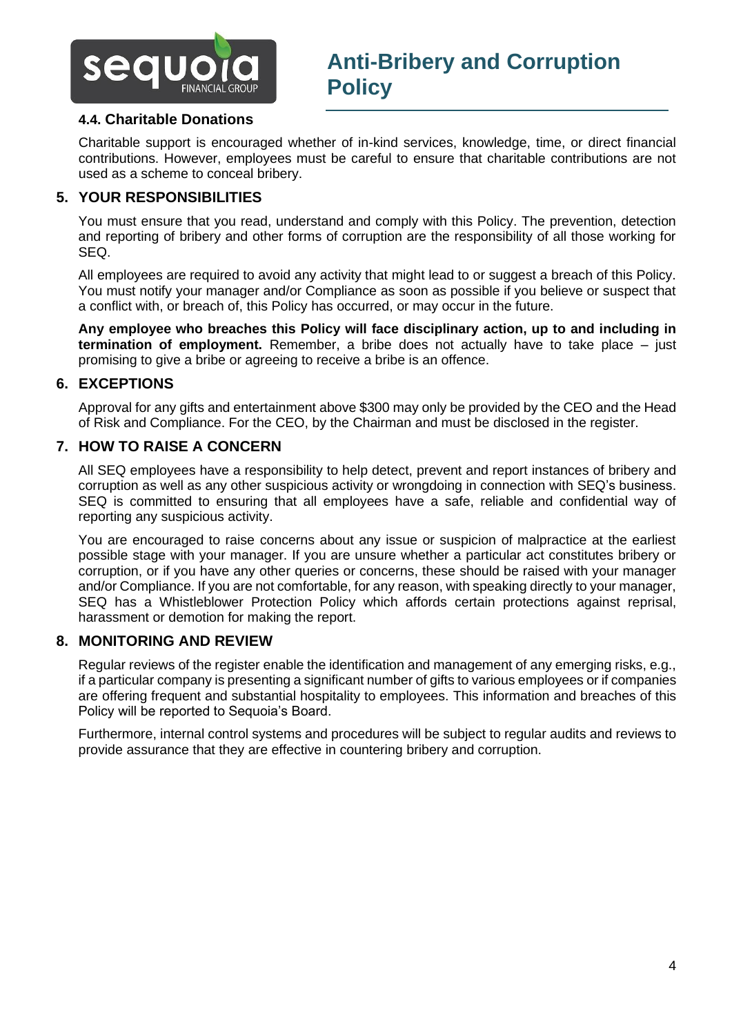### 4.4. Charitable Donations

Charitable support is encouraged whether of in-kind services, knowledge, time, or direct financial contributions. However, employees must be careful to ensure that charitable contributions are not used as a scheme to conceal bribery.

## 5. YOUR RESPONSIBILITIES

You must ensure that you read, understand and comply with this Policy. The prevention, detection and reporting of bribery and other forms of corruption are the responsibility of all those working for SEQ.

All employees are required to avoid any activity that might lead to or suggest a breach of this Policy. You must notify your manager and/or Compliance as soon as possible if you believe or suspect that a conflict with, or breach of, this Policy has occurred, or may occur in the future.

**Any employee who breaches this Policy will face disciplinary action, up to and including in termination of employment.** Remember, a bribe does not actually have to take place – just promising to give a bribe or agreeing to receive a bribe is an offence.

## 6. EXCEPTIONS

Approval for any gifts and entertainment above $300 may only be provided by the CEO and the Head of Risk and Compliance. For the CEO, by the Chairman and must be disclosed in the register.

## 7. HOW TO RAISE A CONCERN

All SEQ employees have a responsibility to help detect, prevent and report instances of bribery and corruption as well as any other suspicious activity or wrongdoing in connection with SEQ's business. SEQ is committed to ensuring that all employees have a safe, reliable and confidential way of reporting any suspicious activity.

You are encouraged to raise concerns about any issue or suspicion of malpractice at the earliest possible stage with your manager. If you are unsure whether a particular act constitutes bribery or corruption, or if you have any other queries or concerns, these should be raised with your manager and/or Compliance. If you are not comfortable, for any reason, with speaking directly to your manager, SEQ has a Whistleblower Protection Policy which affords certain protections against reprisal, harassment or demotion for making the report.

## 8. MONITORING AND REVIEW

Regular reviews of the register enable the identification and management of any emerging risks, e.g., if a particular company is presenting a significant number of gifts to various employees or if companies are offering frequent and substantial hospitality to employees. This information and breaches of this Policy will be reported to Sequoia's Board.

Furthermore, internal control systems and procedures will be subject to regular audits and reviews to provide assurance that they are effective in countering bribery and corruption.